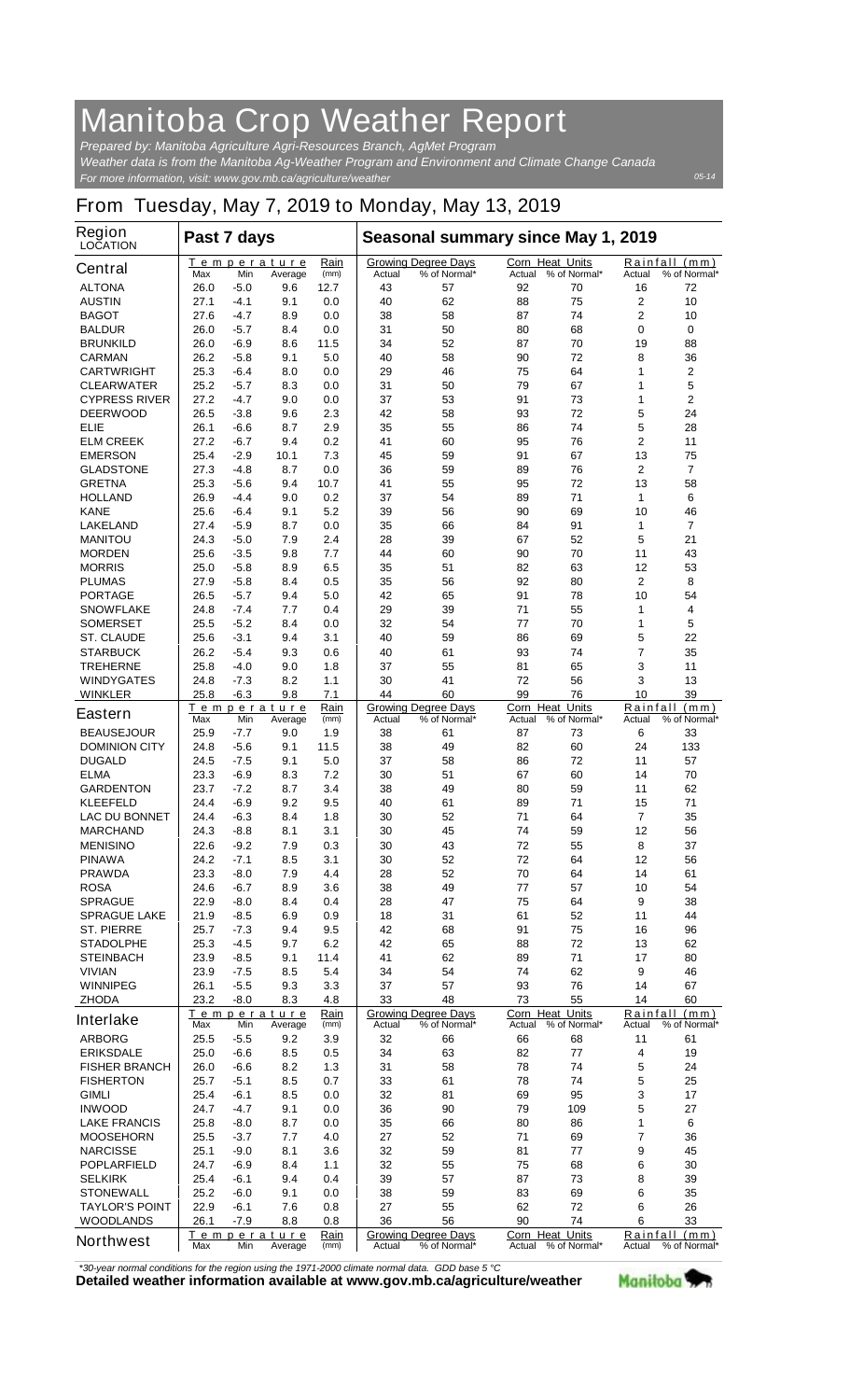# Manitoba Crop Weather Report

*Prepared by: Manitoba Agriculture Agri-Resources Branch, AgMet Program*
*Weather data is from the Manitoba Ag-Weather Program and Environment and Climate Change Canada*
*For more information, visit: www.gov.mb.ca/agriculture/weather*

05-14

## From Tuesday, May 7, 2019 to Monday, May 13, 2019

| Region LOCATION | Past 7 days | | | | Seasonal summary since May 1, 2019 | | | | | |
|---|---|---|---|---|---|---|---|---|---|---|
| **Central** | Temperature Max | Min | Average | Rain (mm) | Growing Degree Days Actual | % of Normal* | Corn Heat Units Actual | % of Normal* | Rainfall (mm) Actual | % of Normal* |
| ALTONA | 26.0 | -5.0 | 9.6 | 12.7 | 43 | 57 | 92 | 70 | 16 | 72 |
| AUSTIN | 27.1 | -4.1 | 9.1 | 0.0 | 40 | 62 | 88 | 75 | 2 | 10 |
| BAGOT | 27.6 | -4.7 | 8.9 | 0.0 | 38 | 58 | 87 | 74 | 2 | 10 |
| BALDUR | 26.0 | -5.7 | 8.4 | 0.0 | 31 | 50 | 80 | 68 | 0 | 0 |
| BRUNKILD | 26.0 | -6.9 | 8.6 | 11.5 | 34 | 52 | 87 | 70 | 19 | 88 |
| CARMAN | 26.2 | -5.8 | 9.1 | 5.0 | 40 | 58 | 90 | 72 | 8 | 36 |
| CARTWRIGHT | 25.3 | -6.4 | 8.0 | 0.0 | 29 | 46 | 75 | 64 | 1 | 2 |
| CLEARWATER | 25.2 | -5.7 | 8.3 | 0.0 | 31 | 50 | 79 | 67 | 1 | 5 |
| CYPRESS RIVER | 27.2 | -4.7 | 9.0 | 0.0 | 37 | 53 | 91 | 73 | 1 | 2 |
| DEERWOOD | 26.5 | -3.8 | 9.6 | 2.3 | 42 | 58 | 93 | 72 | 5 | 24 |
| ELIE | 26.1 | -6.6 | 8.7 | 2.9 | 35 | 55 | 86 | 74 | 5 | 28 |
| ELM CREEK | 27.2 | -6.7 | 9.4 | 0.2 | 41 | 60 | 95 | 76 | 2 | 11 |
| EMERSON | 25.4 | -2.9 | 10.1 | 7.3 | 45 | 59 | 91 | 67 | 13 | 75 |
| GLADSTONE | 27.3 | -4.8 | 8.7 | 0.0 | 36 | 59 | 89 | 76 | 2 | 7 |
| GRETNA | 25.3 | -5.6 | 9.4 | 10.7 | 41 | 55 | 95 | 72 | 13 | 58 |
| HOLLAND | 26.9 | -4.4 | 9.0 | 0.2 | 37 | 54 | 89 | 71 | 1 | 6 |
| KANE | 25.6 | -6.4 | 9.1 | 5.2 | 39 | 56 | 90 | 69 | 10 | 46 |
| LAKELAND | 27.4 | -5.9 | 8.7 | 0.0 | 35 | 66 | 84 | 91 | 1 | 7 |
| MANITOU | 24.3 | -5.0 | 7.9 | 2.4 | 28 | 39 | 67 | 52 | 5 | 21 |
| MORDEN | 25.6 | -3.5 | 9.8 | 7.7 | 44 | 60 | 90 | 70 | 11 | 43 |
| MORRIS | 25.0 | -5.8 | 8.9 | 6.5 | 35 | 51 | 82 | 63 | 12 | 53 |
| PLUMAS | 27.9 | -5.8 | 8.4 | 0.5 | 35 | 56 | 92 | 80 | 2 | 8 |
| PORTAGE | 26.5 | -5.7 | 9.4 | 5.0 | 42 | 65 | 91 | 78 | 10 | 54 |
| SNOWFLAKE | 24.8 | -7.4 | 7.7 | 0.4 | 29 | 39 | 71 | 55 | 1 | 4 |
| SOMERSET | 25.5 | -5.2 | 8.4 | 0.0 | 32 | 54 | 77 | 70 | 1 | 5 |
| ST. CLAUDE | 25.6 | -3.1 | 9.4 | 3.1 | 40 | 59 | 86 | 69 | 5 | 22 |
| STARBUCK | 26.2 | -5.4 | 9.3 | 0.6 | 40 | 61 | 93 | 74 | 7 | 35 |
| TREHERNE | 25.8 | -4.0 | 9.0 | 1.8 | 37 | 55 | 81 | 65 | 3 | 11 |
| WINDYGATES | 24.8 | -7.3 | 8.2 | 1.1 | 30 | 41 | 72 | 56 | 3 | 13 |
| WINKLER | 25.8 | -6.3 | 9.8 | 7.1 | 44 | 60 | 99 | 76 | 10 | 39 |
| **Eastern** | Temperature Max | Min | Average | Rain (mm) | Growing Degree Days Actual | % of Normal* | Corn Heat Units Actual | % of Normal* | Rainfall (mm) Actual | % of Normal* |
| BEAUSEJOUR | 25.9 | -7.7 | 9.0 | 1.9 | 38 | 61 | 87 | 73 | 6 | 33 |
| DOMINION CITY | 24.8 | -5.6 | 9.1 | 11.5 | 38 | 49 | 82 | 60 | 24 | 133 |
| DUGALD | 24.5 | -7.5 | 9.1 | 5.0 | 37 | 58 | 86 | 72 | 11 | 57 |
| ELMA | 23.3 | -6.9 | 8.3 | 7.2 | 30 | 51 | 67 | 60 | 14 | 70 |
| GARDENTON | 23.7 | -7.2 | 8.7 | 3.4 | 38 | 49 | 80 | 59 | 11 | 62 |
| KLEEFELD | 24.4 | -6.9 | 9.2 | 9.5 | 40 | 61 | 89 | 71 | 15 | 71 |
| LAC DU BONNET | 24.4 | -6.3 | 8.4 | 1.8 | 30 | 52 | 71 | 64 | 7 | 35 |
| MARCHAND | 24.3 | -8.8 | 8.1 | 3.1 | 30 | 45 | 74 | 59 | 12 | 56 |
| MENISINO | 22.6 | -9.2 | 7.9 | 0.3 | 30 | 43 | 72 | 55 | 8 | 37 |
| PINAWA | 24.2 | -7.1 | 8.5 | 3.1 | 30 | 52 | 72 | 64 | 12 | 56 |
| PRAWDA | 23.3 | -8.0 | 7.9 | 4.4 | 28 | 52 | 70 | 64 | 14 | 61 |
| ROSA | 24.6 | -6.7 | 8.9 | 3.6 | 38 | 49 | 77 | 57 | 10 | 54 |
| SPRAGUE | 22.9 | -8.0 | 8.4 | 0.4 | 28 | 47 | 75 | 64 | 9 | 38 |
| SPRAGUE LAKE | 21.9 | -8.5 | 6.9 | 0.9 | 18 | 31 | 61 | 52 | 11 | 44 |
| ST. PIERRE | 25.7 | -7.3 | 9.4 | 9.5 | 42 | 68 | 91 | 75 | 16 | 96 |
| STADOLPHE | 25.3 | -4.5 | 9.7 | 6.2 | 42 | 65 | 88 | 72 | 13 | 62 |
| STEINBACH | 23.9 | -8.5 | 9.1 | 11.4 | 41 | 62 | 89 | 71 | 17 | 80 |
| VIVIAN | 23.9 | -7.5 | 8.5 | 5.4 | 34 | 54 | 74 | 62 | 9 | 46 |
| WINNIPEG | 26.1 | -5.5 | 9.3 | 3.3 | 37 | 57 | 93 | 76 | 14 | 67 |
| ZHODA | 23.2 | -8.0 | 8.3 | 4.8 | 33 | 48 | 73 | 55 | 14 | 60 |
| **Interlake** | Temperature Max | Min | Average | Rain (mm) | Growing Degree Days Actual | % of Normal* | Corn Heat Units Actual | % of Normal* | Rainfall (mm) Actual | % of Normal* |
| ARBORG | 25.5 | -5.5 | 9.2 | 3.9 | 32 | 66 | 66 | 68 | 11 | 61 |
| ERIKSDALE | 25.0 | -6.6 | 8.5 | 0.5 | 34 | 63 | 82 | 77 | 4 | 19 |
| FISHER BRANCH | 26.0 | -6.6 | 8.2 | 1.3 | 31 | 58 | 78 | 74 | 5 | 24 |
| FISHERTON | 25.7 | -5.1 | 8.5 | 0.7 | 33 | 61 | 78 | 74 | 5 | 25 |
| GIMLI | 25.4 | -6.1 | 8.5 | 0.0 | 32 | 81 | 69 | 95 | 3 | 17 |
| INWOOD | 24.7 | -4.7 | 9.1 | 0.0 | 36 | 90 | 79 | 109 | 5 | 27 |
| LAKE FRANCIS | 25.8 | -8.0 | 8.7 | 0.0 | 35 | 66 | 80 | 86 | 1 | 6 |
| MOOSEHORN | 25.5 | -3.7 | 7.7 | 4.0 | 27 | 52 | 71 | 69 | 7 | 36 |
| NARCISSE | 25.1 | -9.0 | 8.1 | 3.6 | 32 | 59 | 81 | 77 | 9 | 45 |
| POPLARFIELD | 24.7 | -6.9 | 8.4 | 1.1 | 32 | 55 | 75 | 68 | 6 | 30 |
| SELKIRK | 25.4 | -6.1 | 9.4 | 0.4 | 39 | 57 | 87 | 73 | 8 | 39 |
| STONEWALL | 25.2 | -6.0 | 9.1 | 0.0 | 38 | 59 | 83 | 69 | 6 | 35 |
| TAYLOR'S POINT | 22.9 | -6.1 | 7.6 | 0.8 | 27 | 55 | 62 | 72 | 6 | 26 |
| WOODLANDS | 26.1 | -7.9 | 8.8 | 0.8 | 36 | 56 | 90 | 74 | 6 | 33 |
| **Northwest** | Temperature Max | Min | Average | Rain (mm) | Growing Degree Days Actual | % of Normal* | Corn Heat Units Actual | % of Normal* | Rainfall (mm) Actual | % of Normal* |

*\*30-year normal conditions for the region using the 1971-2000 climate normal data. GDD base 5 °C*

**Detailed weather information available at www.gov.mb.ca/agriculture/weather**

Manitoba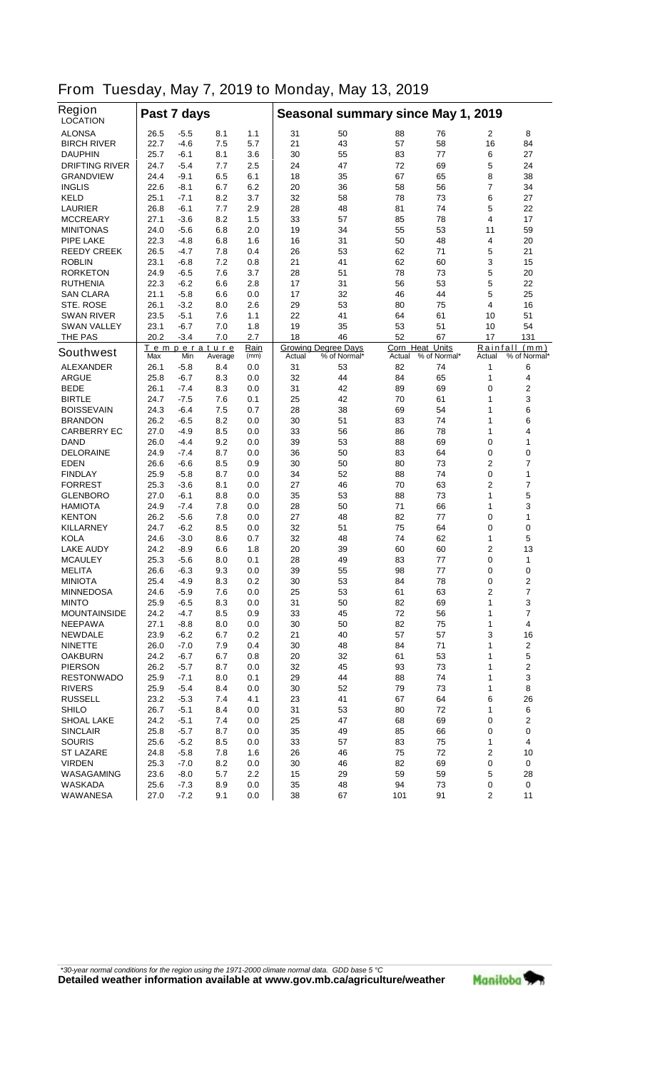# From Tuesday, May 7, 2019 to Monday, May 13, 2019

| Region<br>LOCATION | Past 7 days | | | | Seasonal summary since May 1, 2019 | | | | | |
|---|---|---|---|---|---|---|---|---|---|---|
| ALONSA | 26.5 | -5.5 | 8.1 | 1.1 | 31 | 50 | 88 | 76 | 2 | 8 |
| BIRCH RIVER | 22.7 | -4.6 | 7.5 | 5.7 | 21 | 43 | 57 | 58 | 16 | 84 |
| DAUPHIN | 25.7 | -6.1 | 8.1 | 3.6 | 30 | 55 | 83 | 77 | 6 | 27 |
| DRIFTING RIVER | 24.7 | -5.4 | 7.7 | 2.5 | 24 | 47 | 72 | 69 | 5 | 24 |
| GRANDVIEW | 24.4 | -9.1 | 6.5 | 6.1 | 18 | 35 | 67 | 65 | 8 | 38 |
| INGLIS | 22.6 | -8.1 | 6.7 | 6.2 | 20 | 36 | 58 | 56 | 7 | 34 |
| KELD | 25.1 | -7.1 | 8.2 | 3.7 | 32 | 58 | 78 | 73 | 6 | 27 |
| LAURIER | 26.8 | -6.1 | 7.7 | 2.9 | 28 | 48 | 81 | 74 | 5 | 22 |
| MCCREARY | 27.1 | -3.6 | 8.2 | 1.5 | 33 | 57 | 85 | 78 | 4 | 17 |
| MINITONAS | 24.0 | -5.6 | 6.8 | 2.0 | 19 | 34 | 55 | 53 | 11 | 59 |
| PIPE LAKE | 22.3 | -4.8 | 6.8 | 1.6 | 16 | 31 | 50 | 48 | 4 | 20 |
| REEDY CREEK | 26.5 | -4.7 | 7.8 | 0.4 | 26 | 53 | 62 | 71 | 5 | 21 |
| ROBLIN | 23.1 | -6.8 | 7.2 | 0.8 | 21 | 41 | 62 | 60 | 3 | 15 |
| RORKETON | 24.9 | -6.5 | 7.6 | 3.7 | 28 | 51 | 78 | 73 | 5 | 20 |
| RUTHENIA | 22.3 | -6.2 | 6.6 | 2.8 | 17 | 31 | 56 | 53 | 5 | 22 |
| SAN CLARA | 21.1 | -5.8 | 6.6 | 0.0 | 17 | 32 | 46 | 44 | 5 | 25 |
| STE. ROSE | 26.1 | -3.2 | 8.0 | 2.6 | 29 | 53 | 80 | 75 | 4 | 16 |
| SWAN RIVER | 23.5 | -5.1 | 7.6 | 1.1 | 22 | 41 | 64 | 61 | 10 | 51 |
| SWAN VALLEY | 23.1 | -6.7 | 7.0 | 1.8 | 19 | 35 | 53 | 51 | 10 | 54 |
| THE PAS | 20.2 | -3.4 | 7.0 | 2.7 | 18 | 46 | 52 | 67 | 17 | 131 |
| **Southwest** | **Temperature** | | | **Rain** | **Growing Degree Days** | | **Corn Heat Units** | | **Rainfall (mm)** | |
| | Max | Min | Average | (mm) | Actual | % of Normal* | Actual | % of Normal* | Actual | % of Normal* |
| ALEXANDER | 26.1 | -5.8 | 8.4 | 0.0 | 31 | 53 | 82 | 74 | 1 | 6 |
| ARGUE | 25.8 | -6.7 | 8.3 | 0.0 | 32 | 44 | 84 | 65 | 1 | 4 |
| BEDE | 26.1 | -7.4 | 8.3 | 0.0 | 31 | 42 | 89 | 69 | 0 | 2 |
| BIRTLE | 24.7 | -7.5 | 7.6 | 0.1 | 25 | 42 | 70 | 61 | 1 | 3 |
| BOISSEVAIN | 24.3 | -6.4 | 7.5 | 0.7 | 28 | 38 | 69 | 54 | 1 | 6 |
| BRANDON | 26.2 | -6.5 | 8.2 | 0.0 | 30 | 51 | 83 | 74 | 1 | 6 |
| CARBERRY EC | 27.0 | -4.9 | 8.5 | 0.0 | 33 | 56 | 86 | 78 | 1 | 4 |
| DAND | 26.0 | -4.4 | 9.2 | 0.0 | 39 | 53 | 88 | 69 | 0 | 1 |
| DELORAINE | 24.9 | -7.4 | 8.7 | 0.0 | 36 | 50 | 83 | 64 | 0 | 0 |
| EDEN | 26.6 | -6.6 | 8.5 | 0.9 | 30 | 50 | 80 | 73 | 2 | 7 |
| FINDLAY | 25.9 | -5.8 | 8.7 | 0.0 | 34 | 52 | 88 | 74 | 0 | 1 |
| FORREST | 25.3 | -3.6 | 8.1 | 0.0 | 27 | 46 | 70 | 63 | 2 | 7 |
| GLENBORO | 27.0 | -6.1 | 8.8 | 0.0 | 35 | 53 | 88 | 73 | 1 | 5 |
| HAMIOTA | 24.9 | -7.4 | 7.8 | 0.0 | 28 | 50 | 71 | 66 | 1 | 3 |
| KENTON | 26.2 | -5.6 | 7.8 | 0.0 | 27 | 48 | 82 | 77 | 0 | 1 |
| KILLARNEY | 24.7 | -6.2 | 8.5 | 0.0 | 32 | 51 | 75 | 64 | 0 | 0 |
| KOLA | 24.6 | -3.0 | 8.6 | 0.7 | 32 | 48 | 74 | 62 | 1 | 5 |
| LAKE AUDY | 24.2 | -8.9 | 6.6 | 1.8 | 20 | 39 | 60 | 60 | 2 | 13 |
| MCAULEY | 25.3 | -5.6 | 8.0 | 0.1 | 28 | 49 | 83 | 77 | 0 | 1 |
| MELITA | 26.6 | -6.3 | 9.3 | 0.0 | 39 | 55 | 98 | 77 | 0 | 0 |
| MINIOTA | 25.4 | -4.9 | 8.3 | 0.2 | 30 | 53 | 84 | 78 | 0 | 2 |
| MINNEDOSA | 24.6 | -5.9 | 7.6 | 0.0 | 25 | 53 | 61 | 63 | 2 | 7 |
| MINTO | 25.9 | -6.5 | 8.3 | 0.0 | 31 | 50 | 82 | 69 | 1 | 3 |
| MOUNTAINSIDE | 24.2 | -4.7 | 8.5 | 0.9 | 33 | 45 | 72 | 56 | 1 | 7 |
| NEEPAWA | 27.1 | -8.8 | 8.0 | 0.0 | 30 | 50 | 82 | 75 | 1 | 4 |
| NEWDALE | 23.9 | -6.2 | 6.7 | 0.2 | 21 | 40 | 57 | 57 | 3 | 16 |
| NINETTE | 26.0 | -7.0 | 7.9 | 0.4 | 30 | 48 | 84 | 71 | 1 | 2 |
| OAKBURN | 24.2 | -6.7 | 6.7 | 0.8 | 20 | 32 | 61 | 53 | 1 | 5 |
| PIERSON | 26.2 | -5.7 | 8.7 | 0.0 | 32 | 45 | 93 | 73 | 1 | 2 |
| RESTONWADO | 25.9 | -7.1 | 8.0 | 0.1 | 29 | 44 | 88 | 74 | 1 | 3 |
| RIVERS | 25.9 | -5.4 | 8.4 | 0.0 | 30 | 52 | 79 | 73 | 1 | 8 |
| RUSSELL | 23.2 | -5.3 | 7.4 | 4.1 | 23 | 41 | 67 | 64 | 6 | 26 |
| SHILO | 26.7 | -5.1 | 8.4 | 0.0 | 31 | 53 | 80 | 72 | 1 | 6 |
| SHOAL LAKE | 24.2 | -5.1 | 7.4 | 0.0 | 25 | 47 | 68 | 69 | 0 | 2 |
| SINCLAIR | 25.8 | -5.7 | 8.7 | 0.0 | 35 | 49 | 85 | 66 | 0 | 0 |
| SOURIS | 25.6 | -5.2 | 8.5 | 0.0 | 33 | 57 | 83 | 75 | 1 | 4 |
| ST LAZARE | 24.8 | -5.8 | 7.8 | 1.6 | 26 | 46 | 75 | 72 | 2 | 10 |
| VIRDEN | 25.3 | -7.0 | 8.2 | 0.0 | 30 | 46 | 82 | 69 | 0 | 0 |
| WASAGAMING | 23.6 | -8.0 | 5.7 | 2.2 | 15 | 29 | 59 | 59 | 5 | 28 |
| WASKADA | 25.6 | -7.3 | 8.9 | 0.0 | 35 | 48 | 94 | 73 | 0 | 0 |
| WAWANESA | 27.0 | -7.2 | 9.1 | 0.0 | 38 | 67 | 101 | 91 | 2 | 11 |

*30-year normal conditions for the region using the 1971-2000 climate normal data. GDD base 5 °C

**Detailed weather information available at www.gov.mb.ca/agriculture/weather**

Manitoba